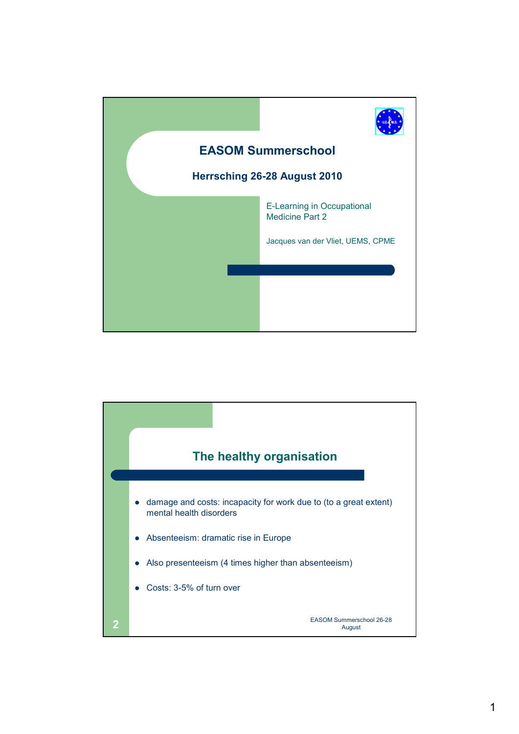# EASOM Summerschool

## Herrsching 26-28 August 2010

E-Learning in Occupational Medicine Part 2

Jacques van der Vliet, UEMS, CPME

---

## The healthy organisation

- damage and costs: incapacity for work due to (to a great extent) mental health disorders
- Absenteeism: dramatic rise in Europe
- Also presenteeism (4 times higher than absenteeism)
- Costs: 3-5% of turn over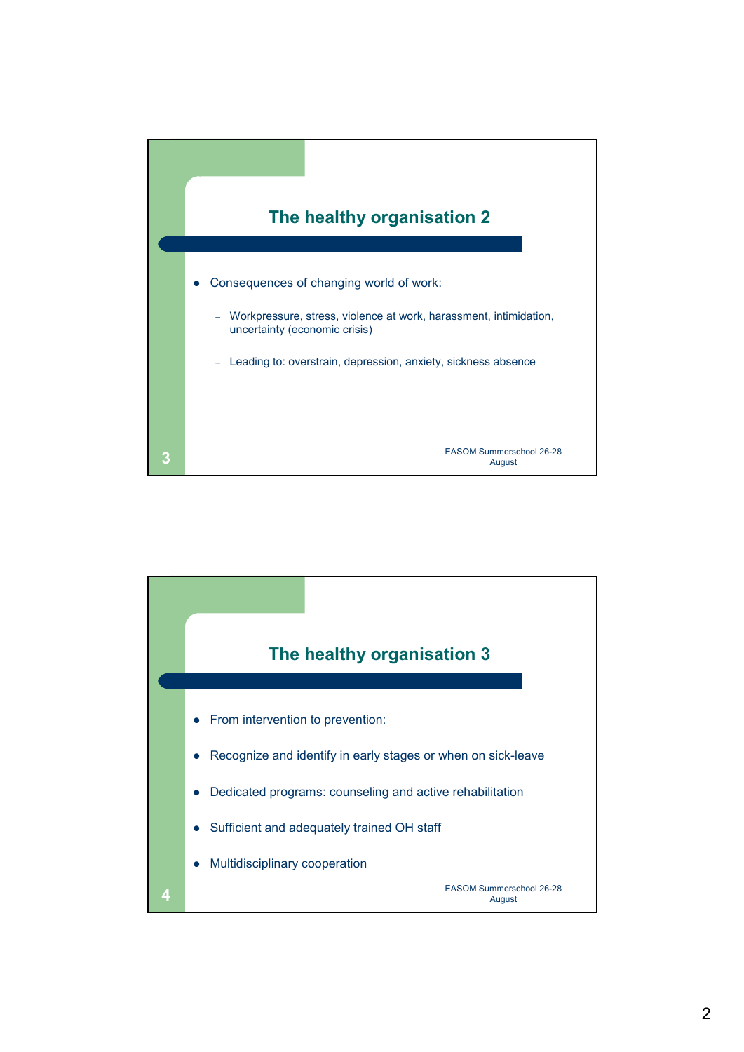## The healthy organisation 2

- Consequences of changing world of work:
  - Workpressure, stress, violence at work, harassment, intimidation, uncertainty (economic crisis)
  - Leading to: overstrain, depression, anxiety, sickness absence

EASOM Summerschool 26-28 August

## The healthy organisation 3

- From intervention to prevention:
- Recognize and identify in early stages or when on sick-leave
- Dedicated programs: counseling and active rehabilitation
- Sufficient and adequately trained OH staff
- Multidisciplinary cooperation

EASOM Summerschool 26-28 August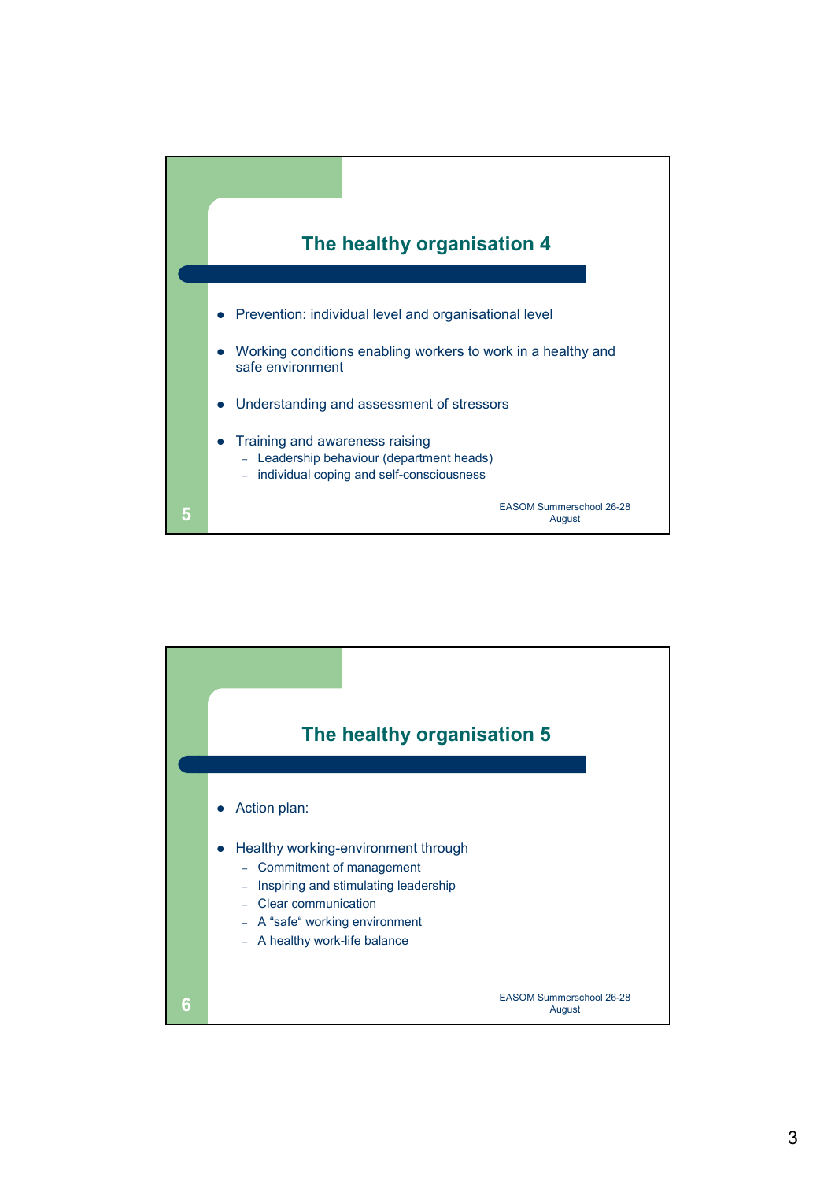## The healthy organisation 4

- Prevention: individual level and organisational level
- Working conditions enabling workers to work in a healthy and safe environment
- Understanding and assessment of stressors
- Training and awareness raising
  - Leadership behaviour (department heads)
  - individual coping and self-consciousness

## The healthy organisation 5

- Action plan:
- Healthy working-environment through
  - Commitment of management
  - Inspiring and stimulating leadership
  - Clear communication
  - A “safe“ working environment
  - A healthy work-life balance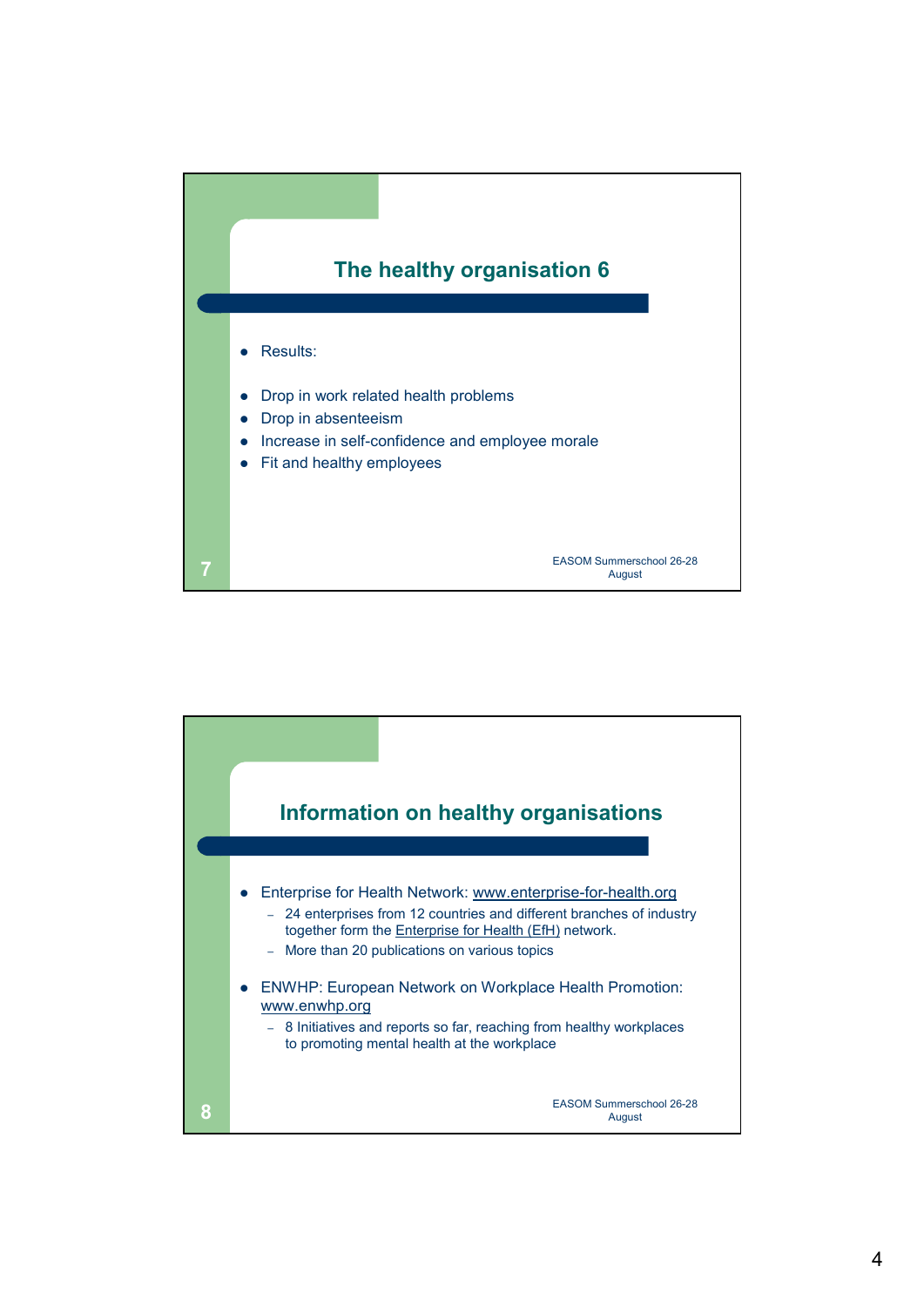## The healthy organisation 6

- Results:

- Drop in work related health problems
- Drop in absenteeism
- Increase in self-confidence and employee morale
- Fit and healthy employees

EASOM Summerschool 26-28 August

## Information on healthy organisations

- Enterprise for Health Network: www.enterprise-for-health.org
  - 24 enterprises from 12 countries and different branches of industry together form the Enterprise for Health (EfH) network.
  - More than 20 publications on various topics

- ENWHP: European Network on Workplace Health Promotion: www.enwhp.org
  - 8 Initiatives and reports so far, reaching from healthy workplaces to promoting mental health at the workplace

EASOM Summerschool 26-28 August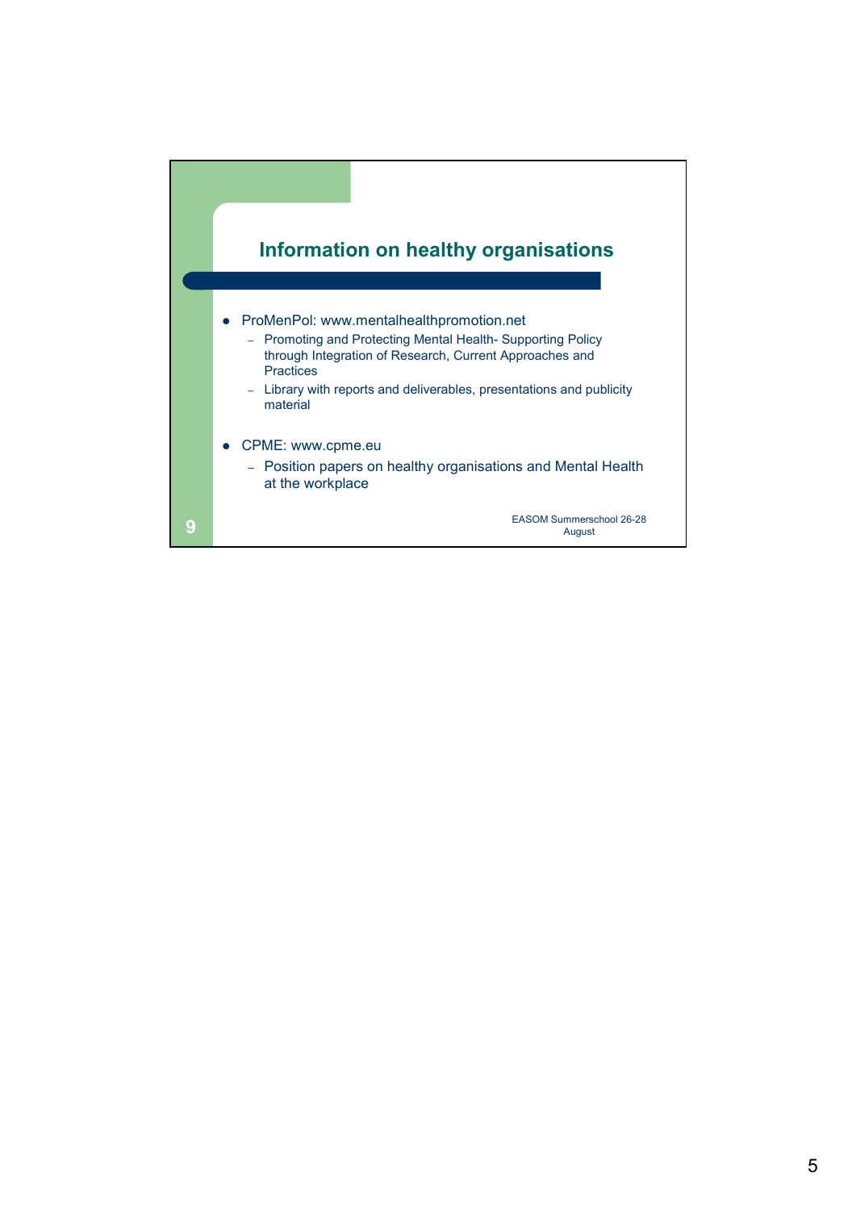## Information on healthy organisations

- ProMenPol: www.mentalhealthpromotion.net
  - Promoting and Protecting Mental Health- Supporting Policy through Integration of Research, Current Approaches and Practices
  - Library with reports and deliverables, presentations and publicity material
- CPME: www.cpme.eu
  - Position papers on healthy organisations and Mental Health at the workplace

EASOM Summerschool 26-28 August